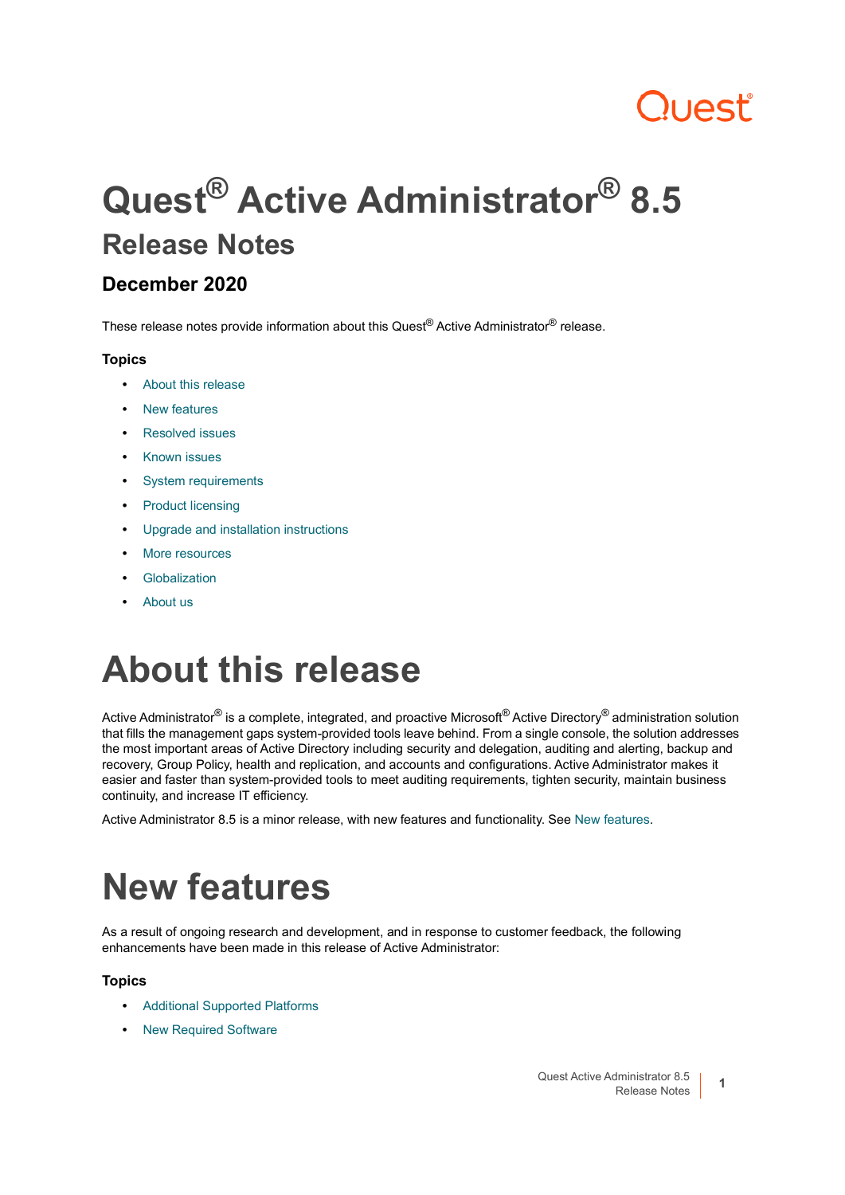# Quest® Active Administrator® 8.5

## Release Notes

### December 2020

These release notes provide information about this Quest® Active Administrator® release.

#### Topics

- About this release
- New features
- Resolved issues
- Known issues
- System requirements
- Product licensing
- Upgrade and installation instructions
- More resources
- Globalization
- About us

# About this release

Active Administrator® is a complete, integrated, and proactive Microsoft® Active Directory® administration solution that fills the management gaps system-provided tools leave behind. From a single console, the solution addresses the most important areas of Active Directory including security and delegation, auditing and alerting, backup and recovery, Group Policy, health and replication, and accounts and configurations. Active Administrator makes it easier and faster than system-provided tools to meet auditing requirements, tighten security, maintain business continuity, and increase IT efficiency.

Active Administrator 8.5 is a minor release, with new features and functionality. See New features.

# New features

As a result of ongoing research and development, and in response to customer feedback, the following enhancements have been made in this release of Active Administrator:

#### Topics

- Additional Supported Platforms
- New Required Software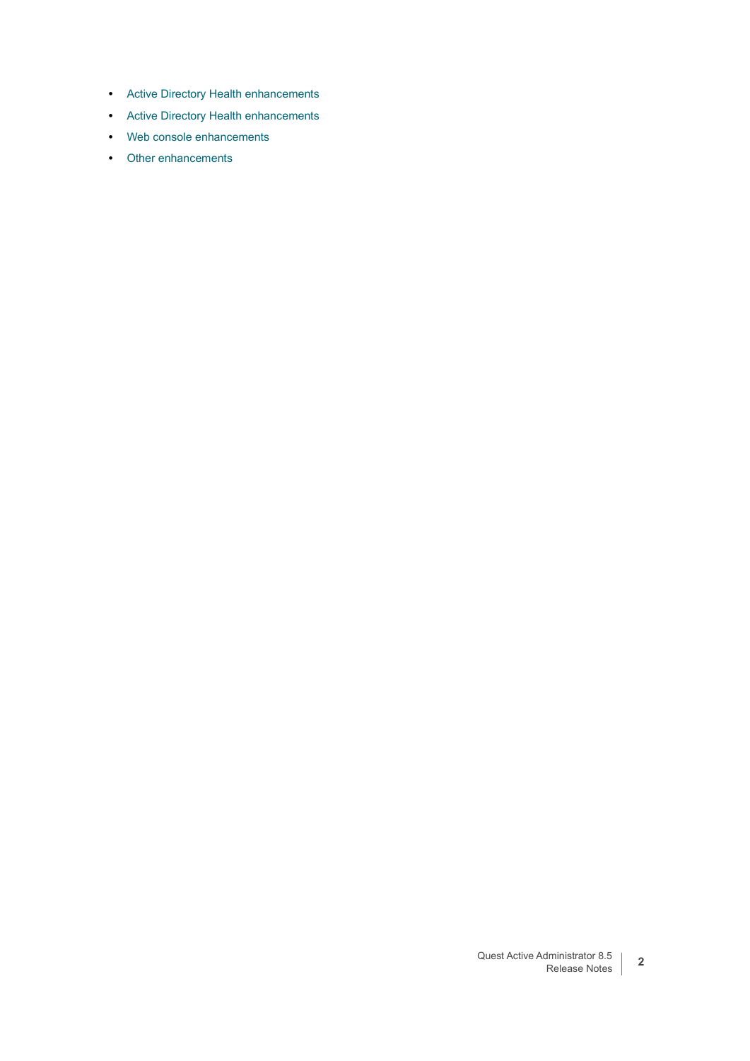- Active Directory Health enhancements
- Active Directory Health enhancements
- Web console enhancements
- Other enhancements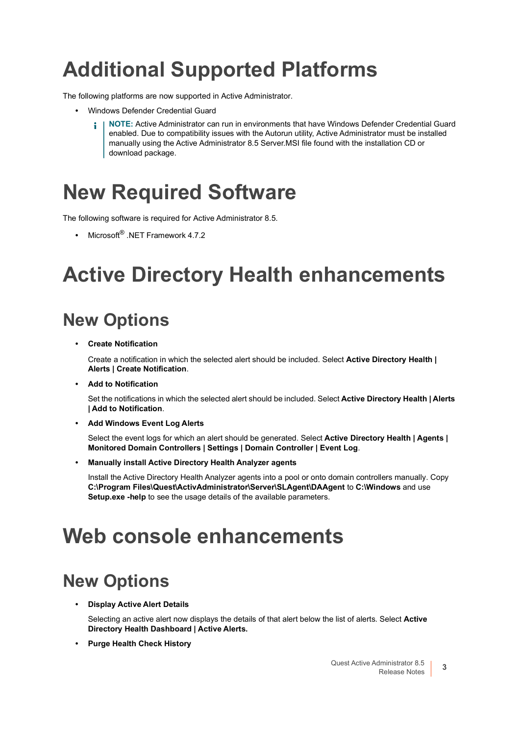# Additional Supported Platforms

The following platforms are now supported in Active Administrator.

- Windows Defender Credential Guard

> **NOTE:** Active Administrator can run in environments that have Windows Defender Credential Guard enabled. Due to compatibility issues with the Autorun utility, Active Administrator must be installed manually using the Active Administrator 8.5 Server.MSI file found with the installation CD or download package.

# New Required Software

The following software is required for Active Administrator 8.5.

- Microsoft® .NET Framework 4.7.2

# Active Directory Health enhancements

## New Options

- **Create Notification**

  Create a notification in which the selected alert should be included. Select **Active Directory Health | Alerts | Create Notification**.

- **Add to Notification**

  Set the notifications in which the selected alert should be included. Select **Active Directory Health | Alerts | Add to Notification**.

- **Add Windows Event Log Alerts**

  Select the event logs for which an alert should be generated. Select **Active Directory Health | Agents | Monitored Domain Controllers | Settings | Domain Controller | Event Log**.

- **Manually install Active Directory Health Analyzer agents**

  Install the Active Directory Health Analyzer agents into a pool or onto domain controllers manually. Copy **C:\Program Files\Quest\ActivAdministrator\Server\SLAgent\DAAgent** to **C:\Windows** and use **Setup.exe -help** to see the usage details of the available parameters.

# Web console enhancements

## New Options

- **Display Active Alert Details**

  Selecting an active alert now displays the details of that alert below the list of alerts. Select **Active Directory Health Dashboard | Active Alerts.**

- **Purge Health Check History**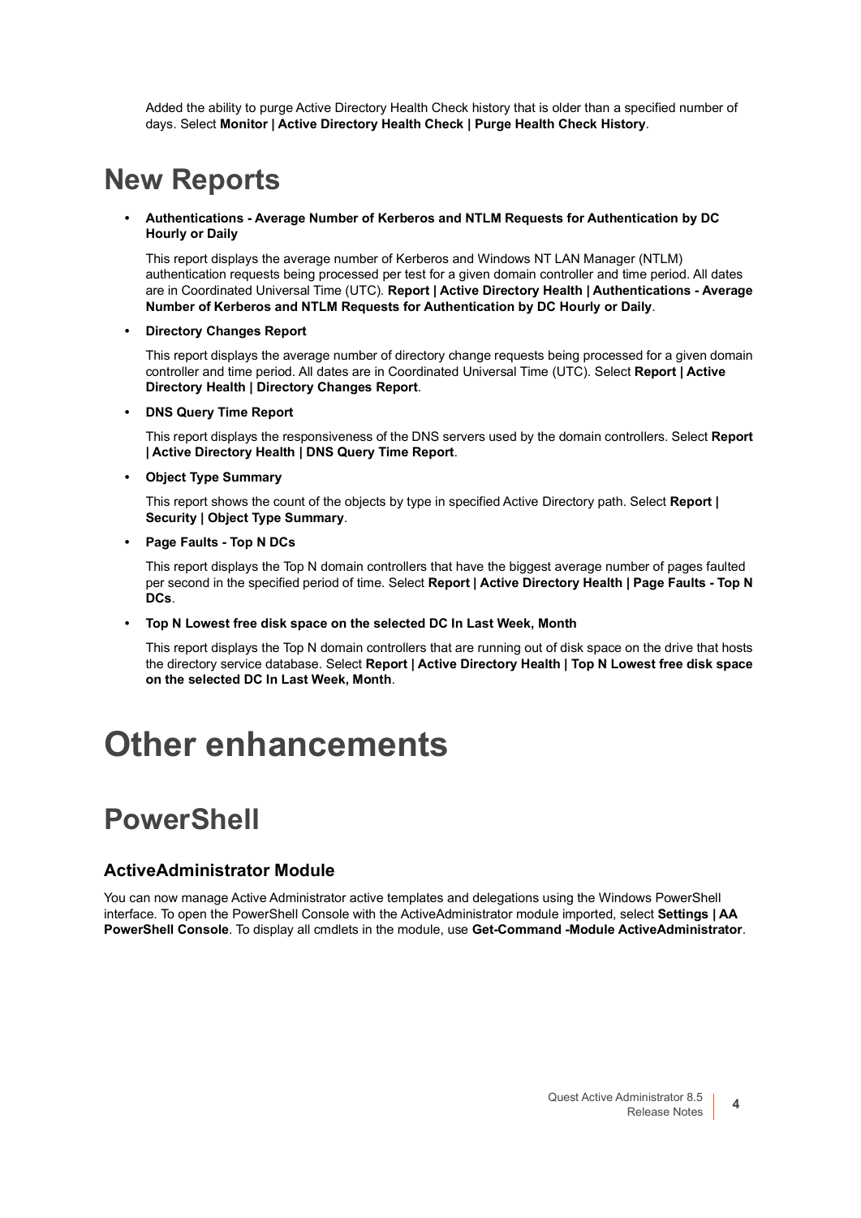Added the ability to purge Active Directory Health Check history that is older than a specified number of days. Select **Monitor | Active Directory Health Check | Purge Health Check History**.

## New Reports

- **Authentications - Average Number of Kerberos and NTLM Requests for Authentication by DC Hourly or Daily**

  This report displays the average number of Kerberos and Windows NT LAN Manager (NTLM) authentication requests being processed per test for a given domain controller and time period. All dates are in Coordinated Universal Time (UTC). **Report | Active Directory Health | Authentications - Average Number of Kerberos and NTLM Requests for Authentication by DC Hourly or Daily**.

- **Directory Changes Report**

  This report displays the average number of directory change requests being processed for a given domain controller and time period. All dates are in Coordinated Universal Time (UTC). Select **Report | Active Directory Health | Directory Changes Report**.

- **DNS Query Time Report**

  This report displays the responsiveness of the DNS servers used by the domain controllers. Select **Report | Active Directory Health | DNS Query Time Report**.

- **Object Type Summary**

  This report shows the count of the objects by type in specified Active Directory path. Select **Report | Security | Object Type Summary**.

- **Page Faults - Top N DCs**

  This report displays the Top N domain controllers that have the biggest average number of pages faulted per second in the specified period of time. Select **Report | Active Directory Health | Page Faults - Top N DCs**.

- **Top N Lowest free disk space on the selected DC In Last Week, Month**

  This report displays the Top N domain controllers that are running out of disk space on the drive that hosts the directory service database. Select **Report | Active Directory Health | Top N Lowest free disk space on the selected DC In Last Week, Month**.

# Other enhancements

## PowerShell

### ActiveAdministrator Module

You can now manage Active Administrator active templates and delegations using the Windows PowerShell interface. To open the PowerShell Console with the ActiveAdministrator module imported, select **Settings | AA PowerShell Console**. To display all cmdlets in the module, use **Get-Command -Module ActiveAdministrator**.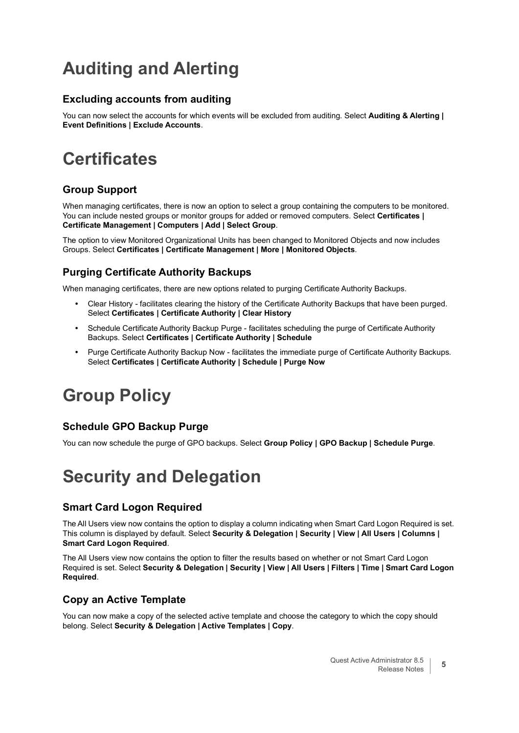# Auditing and Alerting

### Excluding accounts from auditing

You can now select the accounts for which events will be excluded from auditing. Select **Auditing & Alerting | Event Definitions | Exclude Accounts**.

# Certificates

### Group Support

When managing certificates, there is now an option to select a group containing the computers to be monitored. You can include nested groups or monitor groups for added or removed computers. Select **Certificates | Certificate Management | Computers | Add | Select Group**.

The option to view Monitored Organizational Units has been changed to Monitored Objects and now includes Groups. Select **Certificates | Certificate Management | More | Monitored Objects**.

### Purging Certificate Authority Backups

When managing certificates, there are new options related to purging Certificate Authority Backups.

- Clear History - facilitates clearing the history of the Certificate Authority Backups that have been purged. Select **Certificates | Certificate Authority | Clear History**
- Schedule Certificate Authority Backup Purge - facilitates scheduling the purge of Certificate Authority Backups. Select **Certificates | Certificate Authority | Schedule**
- Purge Certificate Authority Backup Now - facilitates the immediate purge of Certificate Authority Backups. Select **Certificates | Certificate Authority | Schedule | Purge Now**

# Group Policy

### Schedule GPO Backup Purge

You can now schedule the purge of GPO backups. Select **Group Policy | GPO Backup | Schedule Purge**.

# Security and Delegation

### Smart Card Logon Required

The All Users view now contains the option to display a column indicating when Smart Card Logon Required is set. This column is displayed by default. Select **Security & Delegation | Security | View | All Users | Columns | Smart Card Logon Required**.

The All Users view now contains the option to filter the results based on whether or not Smart Card Logon Required is set. Select **Security & Delegation | Security | View | All Users | Filters | Time | Smart Card Logon Required**.

### Copy an Active Template

You can now make a copy of the selected active template and choose the category to which the copy should belong. Select **Security & Delegation | Active Templates | Copy**.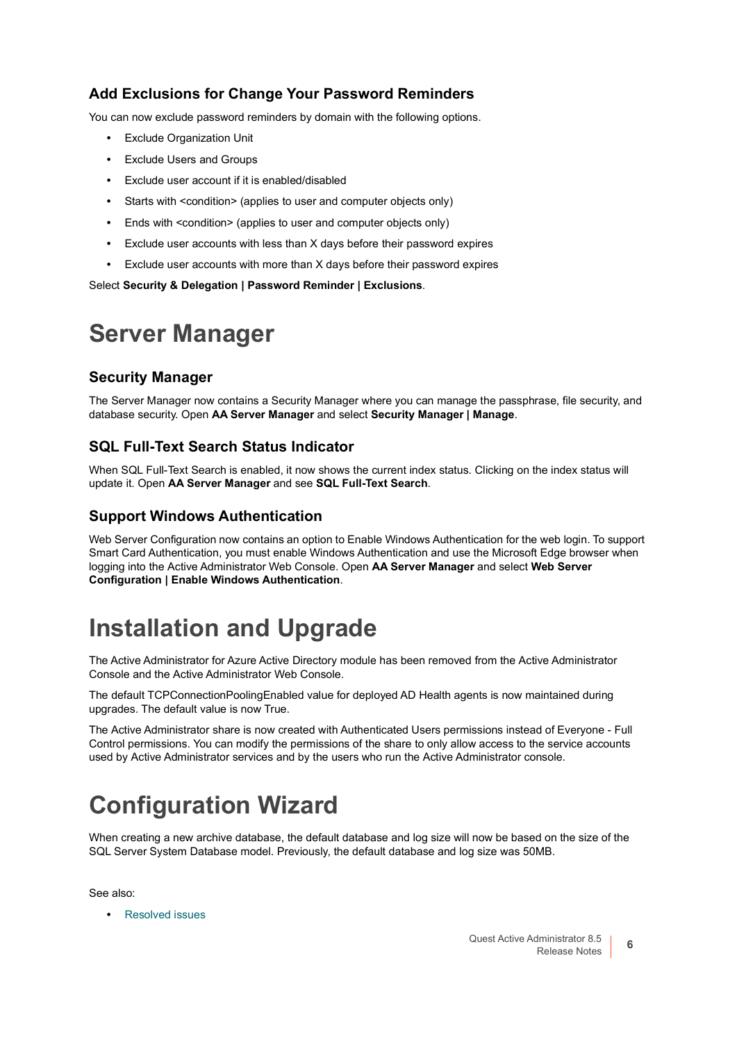### Add Exclusions for Change Your Password Reminders

You can now exclude password reminders by domain with the following options.

- Exclude Organization Unit
- Exclude Users and Groups
- Exclude user account if it is enabled/disabled
- Starts with <condition> (applies to user and computer objects only)
- Ends with <condition> (applies to user and computer objects only)
- Exclude user accounts with less than X days before their password expires
- Exclude user accounts with more than X days before their password expires

Select **Security & Delegation | Password Reminder | Exclusions**.

## Server Manager

### Security Manager

The Server Manager now contains a Security Manager where you can manage the passphrase, file security, and database security. Open **AA Server Manager** and select **Security Manager | Manage**.

### SQL Full-Text Search Status Indicator

When SQL Full-Text Search is enabled, it now shows the current index status. Clicking on the index status will update it. Open **AA Server Manager** and see **SQL Full-Text Search**.

### Support Windows Authentication

Web Server Configuration now contains an option to Enable Windows Authentication for the web login. To support Smart Card Authentication, you must enable Windows Authentication and use the Microsoft Edge browser when logging into the Active Administrator Web Console. Open **AA Server Manager** and select **Web Server Configuration | Enable Windows Authentication**.

## Installation and Upgrade

The Active Administrator for Azure Active Directory module has been removed from the Active Administrator Console and the Active Administrator Web Console.

The default TCPConnectionPoolingEnabled value for deployed AD Health agents is now maintained during upgrades. The default value is now True.

The Active Administrator share is now created with Authenticated Users permissions instead of Everyone - Full Control permissions. You can modify the permissions of the share to only allow access to the service accounts used by Active Administrator services and by the users who run the Active Administrator console.

## Configuration Wizard

When creating a new archive database, the default database and log size will now be based on the size of the SQL Server System Database model. Previously, the default database and log size was 50MB.

See also:

- Resolved issues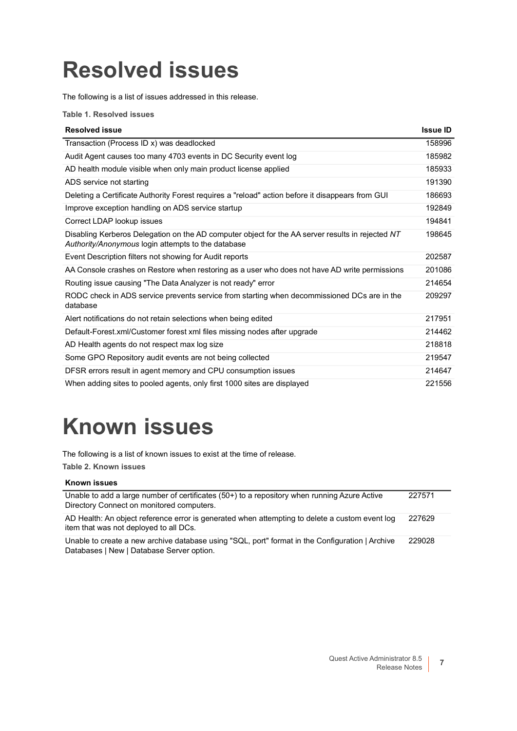# Resolved issues

The following is a list of issues addressed in this release.

**Table 1. Resolved issues**

| Resolved issue | Issue ID |
|---|---|
| Transaction (Process ID x) was deadlocked | 158996 |
| Audit Agent causes too many 4703 events in DC Security event log | 185982 |
| AD health module visible when only main product license applied | 185933 |
| ADS service not starting | 191390 |
| Deleting a Certificate Authority Forest requires a "reload" action before it disappears from GUI | 186693 |
| Improve exception handling on ADS service startup | 192849 |
| Correct LDAP lookup issues | 194841 |
| Disabling Kerberos Delegation on the AD computer object for the AA server results in rejected *NT Authority/Anonymous* login attempts to the database | 198645 |
| Event Description filters not showing for Audit reports | 202587 |
| AA Console crashes on Restore when restoring as a user who does not have AD write permissions | 201086 |
| Routing issue causing "The Data Analyzer is not ready" error | 214654 |
| RODC check in ADS service prevents service from starting when decommissioned DCs are in the database | 209297 |
| Alert notifications do not retain selections when being edited | 217951 |
| Default-Forest.xml/Customer forest xml files missing nodes after upgrade | 214462 |
| AD Health agents do not respect max log size | 218818 |
| Some GPO Repository audit events are not being collected | 219547 |
| DFSR errors result in agent memory and CPU consumption issues | 214647 |
| When adding sites to pooled agents, only first 1000 sites are displayed | 221556 |

# Known issues

The following is a list of known issues to exist at the time of release.

**Table 2. Known issues**

| Known issues | |
|---|---|
| Unable to add a large number of certificates (50+) to a repository when running Azure Active Directory Connect on monitored computers. | 227571 |
| AD Health: An object reference error is generated when attempting to delete a custom event log item that was not deployed to all DCs. | 227629 |
| Unable to create a new archive database using "SQL, port" format in the Configuration \| Archive Databases \| New \| Database Server option. | 229028 |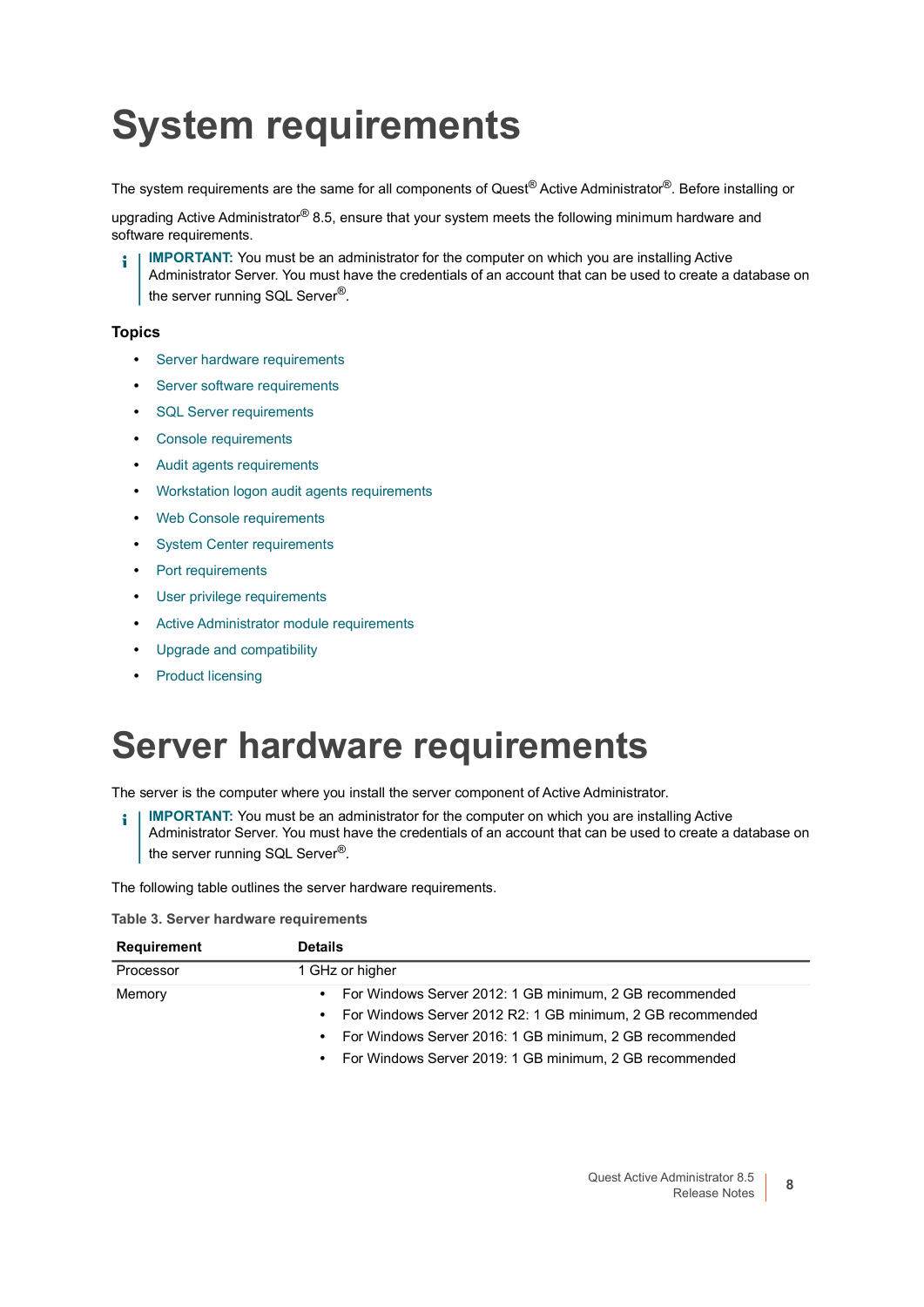# System requirements

The system requirements are the same for all components of Quest® Active Administrator®. Before installing or upgrading Active Administrator® 8.5, ensure that your system meets the following minimum hardware and software requirements.

> **IMPORTANT:** You must be an administrator for the computer on which you are installing Active Administrator Server. You must have the credentials of an account that can be used to create a database on the server running SQL Server®.

### Topics

- Server hardware requirements
- Server software requirements
- SQL Server requirements
- Console requirements
- Audit agents requirements
- Workstation logon audit agents requirements
- Web Console requirements
- System Center requirements
- Port requirements
- User privilege requirements
- Active Administrator module requirements
- Upgrade and compatibility
- Product licensing

# Server hardware requirements

The server is the computer where you install the server component of Active Administrator.

> **IMPORTANT:** You must be an administrator for the computer on which you are installing Active Administrator Server. You must have the credentials of an account that can be used to create a database on the server running SQL Server®.

The following table outlines the server hardware requirements.

**Table 3. Server hardware requirements**

| Requirement | Details |
| --- | --- |
| Processor | 1 GHz or higher |
| Memory | • For Windows Server 2012: 1 GB minimum, 2 GB recommended<br>• For Windows Server 2012 R2: 1 GB minimum, 2 GB recommended<br>• For Windows Server 2016: 1 GB minimum, 2 GB recommended<br>• For Windows Server 2019: 1 GB minimum, 2 GB recommended |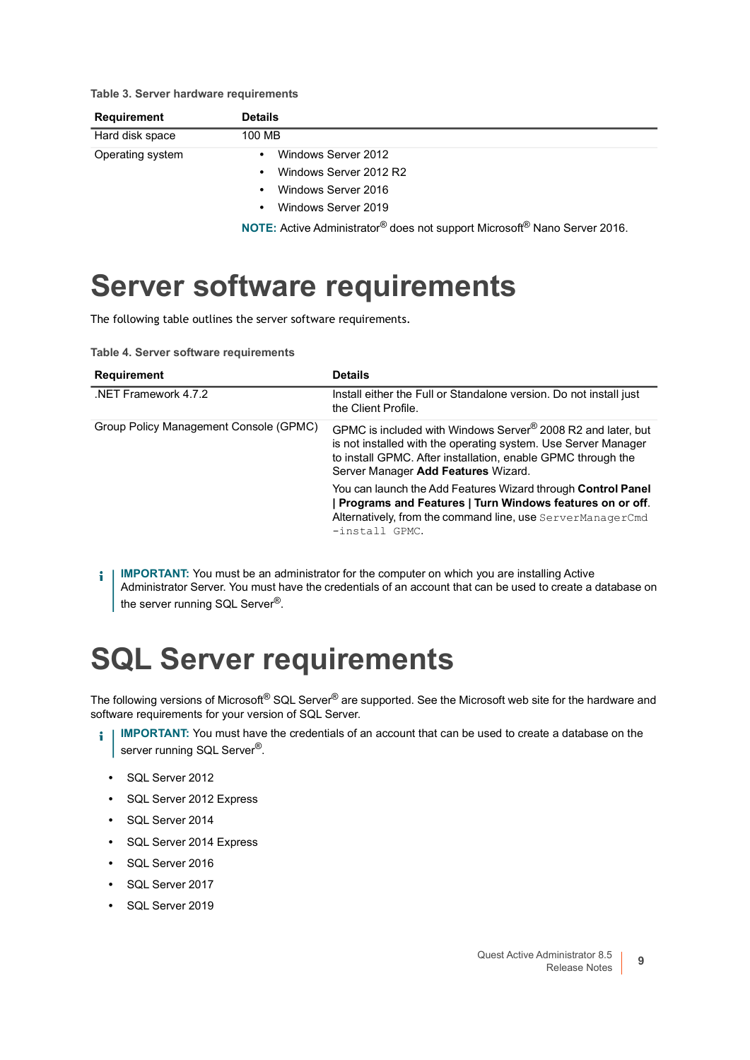**Table 3. Server hardware requirements**

| Requirement | Details |
| --- | --- |
| Hard disk space | 100 MB |
| Operating system | • Windows Server 2012<br>• Windows Server 2012 R2<br>• Windows Server 2016<br>• Windows Server 2019<br>**NOTE:** Active Administrator® does not support Microsoft® Nano Server 2016. |

# Server software requirements

The following table outlines the server software requirements.

**Table 4. Server software requirements**

| Requirement | Details |
| --- | --- |
| .NET Framework 4.7.2 | Install either the Full or Standalone version. Do not install just the Client Profile. |
| Group Policy Management Console (GPMC) | GPMC is included with Windows Server® 2008 R2 and later, but is not installed with the operating system. Use Server Manager to install GPMC. After installation, enable GPMC through the Server Manager **Add Features** Wizard.<br>You can launch the Add Features Wizard through **Control Panel \| Programs and Features \| Turn Windows features on or off**. Alternatively, from the command line, use `ServerManagerCmd -install GPMC`. |

**IMPORTANT:** You must be an administrator for the computer on which you are installing Active Administrator Server. You must have the credentials of an account that can be used to create a database on the server running SQL Server®.

# SQL Server requirements

The following versions of Microsoft® SQL Server® are supported. See the Microsoft web site for the hardware and software requirements for your version of SQL Server.

**IMPORTANT:** You must have the credentials of an account that can be used to create a database on the server running SQL Server®.

- SQL Server 2012
- SQL Server 2012 Express
- SQL Server 2014
- SQL Server 2014 Express
- SQL Server 2016
- SQL Server 2017
- SQL Server 2019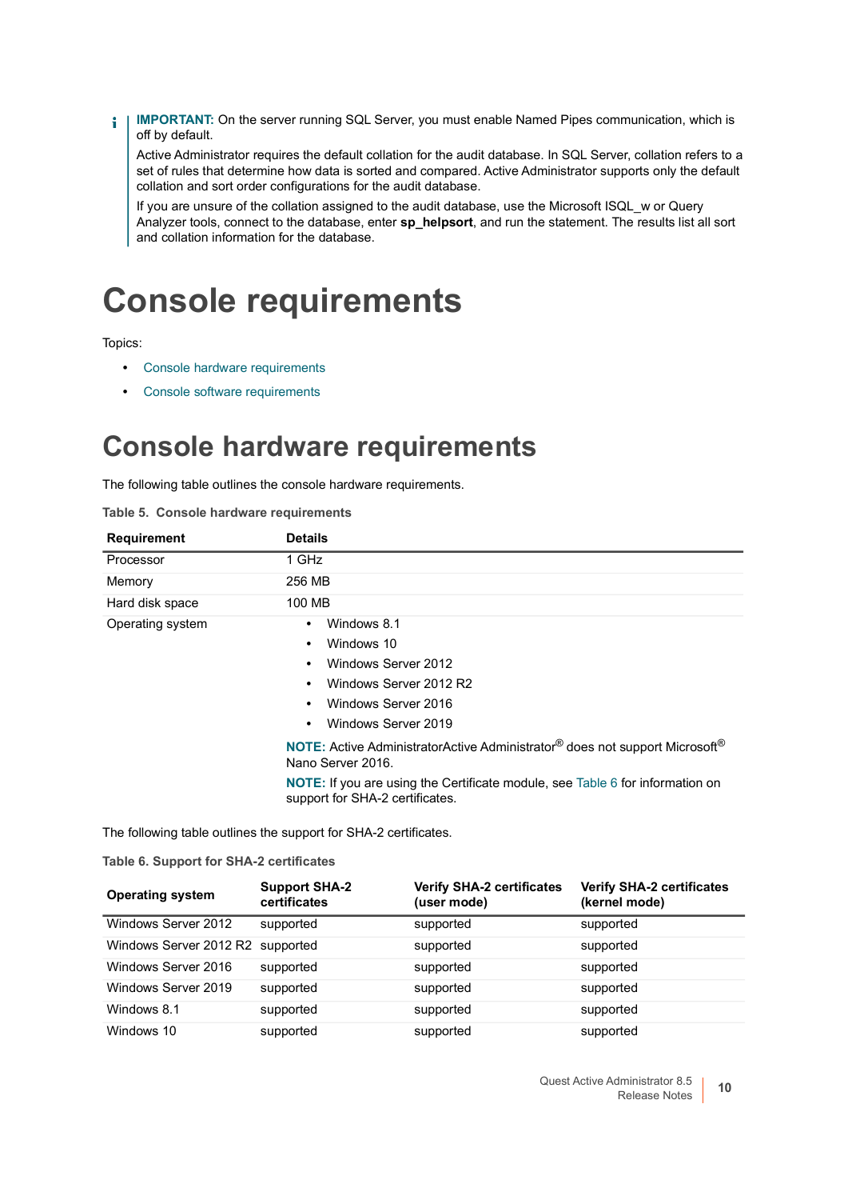**IMPORTANT:** On the server running SQL Server, you must enable Named Pipes communication, which is off by default.

Active Administrator requires the default collation for the audit database. In SQL Server, collation refers to a set of rules that determine how data is sorted and compared. Active Administrator supports only the default collation and sort order configurations for the audit database.

If you are unsure of the collation assigned to the audit database, use the Microsoft ISQL_w or Query Analyzer tools, connect to the database, enter **sp_helpsort**, and run the statement. The results list all sort and collation information for the database.

# Console requirements

Topics:

- Console hardware requirements
- Console software requirements

# Console hardware requirements

The following table outlines the console hardware requirements.

**Table 5. Console hardware requirements**

| Requirement | Details |
|---|---|
| Processor | 1 GHz |
| Memory | 256 MB |
| Hard disk space | 100 MB |
| Operating system | • Windows 8.1<br>• Windows 10<br>• Windows Server 2012<br>• Windows Server 2012 R2<br>• Windows Server 2016<br>• Windows Server 2019<br>**NOTE:** Active AdministratorActive Administrator® does not support Microsoft® Nano Server 2016.<br>**NOTE:** If you are using the Certificate module, see Table 6 for information on support for SHA-2 certificates. |

The following table outlines the support for SHA-2 certificates.

**Table 6. Support for SHA-2 certificates**

| Operating system | Support SHA-2 certificates | Verify SHA-2 certificates (user mode) | Verify SHA-2 certificates (kernel mode) |
|---|---|---|---|
| Windows Server 2012 | supported | supported | supported |
| Windows Server 2012 R2 | supported | supported | supported |
| Windows Server 2016 | supported | supported | supported |
| Windows Server 2019 | supported | supported | supported |
| Windows 8.1 | supported | supported | supported |
| Windows 10 | supported | supported | supported |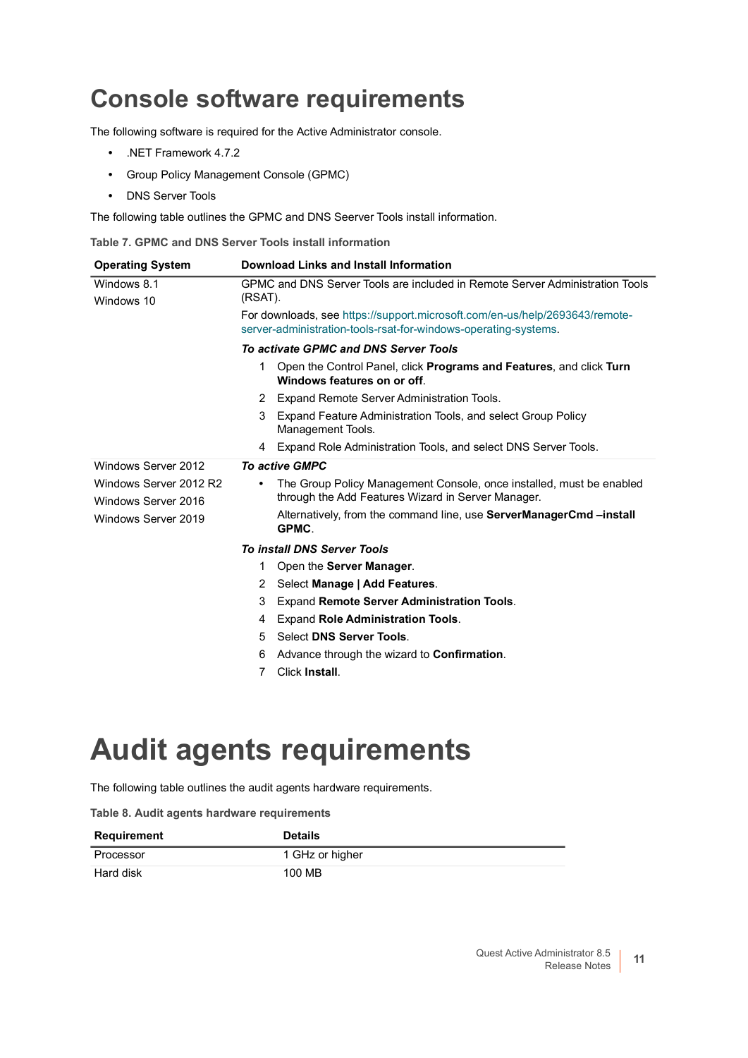# Console software requirements

The following software is required for the Active Administrator console.

- .NET Framework 4.7.2
- Group Policy Management Console (GPMC)
- DNS Server Tools

The following table outlines the GPMC and DNS Seerver Tools install information.

**Table 7. GPMC and DNS Server Tools install information**

| Operating System | Download Links and Install Information |
|---|---|
| Windows 8.1<br>Windows 10 | GPMC and DNS Server Tools are included in Remote Server Administration Tools (RSAT).<br>For downloads, see https://support.microsoft.com/en-us/help/2693643/remote-server-administration-tools-rsat-for-windows-operating-systems.<br>***To activate GPMC and DNS Server Tools***<br>1 Open the Control Panel, click **Programs and Features**, and click **Turn Windows features on or off**.<br>2 Expand Remote Server Administration Tools.<br>3 Expand Feature Administration Tools, and select Group Policy Management Tools.<br>4 Expand Role Administration Tools, and select DNS Server Tools. |
| Windows Server 2012<br>Windows Server 2012 R2<br>Windows Server 2016<br>Windows Server 2019 | ***To active GMPC***<br>• The Group Policy Management Console, once installed, must be enabled through the Add Features Wizard in Server Manager.<br>Alternatively, from the command line, use **ServerManagerCmd –install GPMC**.<br>***To install DNS Server Tools***<br>1 Open the **Server Manager**.<br>2 Select **Manage \| Add Features**.<br>3 Expand **Remote Server Administration Tools**.<br>4 Expand **Role Administration Tools**.<br>5 Select **DNS Server Tools**.<br>6 Advance through the wizard to **Confirmation**.<br>7 Click **Install**. |

# Audit agents requirements

The following table outlines the audit agents hardware requirements.

**Table 8. Audit agents hardware requirements**

| Requirement | Details |
|---|---|
| Processor | 1 GHz or higher |
| Hard disk | 100 MB |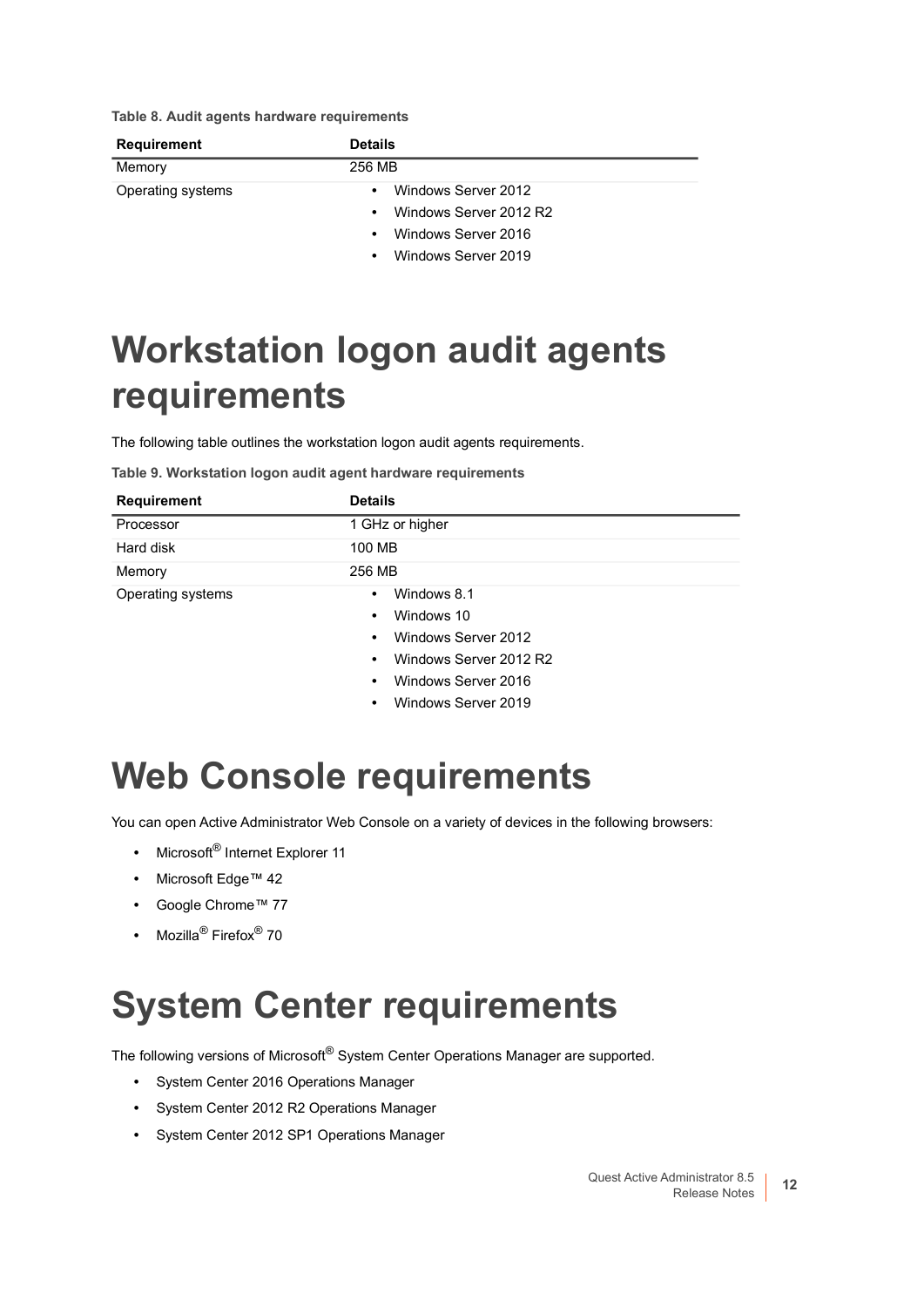**Table 8. Audit agents hardware requirements**

| Requirement | Details |
| --- | --- |
| Memory | 256 MB |
| Operating systems | • Windows Server 2012<br>• Windows Server 2012 R2<br>• Windows Server 2016<br>• Windows Server 2019 |

# Workstation logon audit agents requirements

The following table outlines the workstation logon audit agents requirements.

**Table 9. Workstation logon audit agent hardware requirements**

| Requirement | Details |
| --- | --- |
| Processor | 1 GHz or higher |
| Hard disk | 100 MB |
| Memory | 256 MB |
| Operating systems | • Windows 8.1<br>• Windows 10<br>• Windows Server 2012<br>• Windows Server 2012 R2<br>• Windows Server 2016<br>• Windows Server 2019 |

# Web Console requirements

You can open Active Administrator Web Console on a variety of devices in the following browsers:

- Microsoft® Internet Explorer 11
- Microsoft Edge™ 42
- Google Chrome™ 77
- Mozilla® Firefox® 70

# System Center requirements

The following versions of Microsoft® System Center Operations Manager are supported.

- System Center 2016 Operations Manager
- System Center 2012 R2 Operations Manager
- System Center 2012 SP1 Operations Manager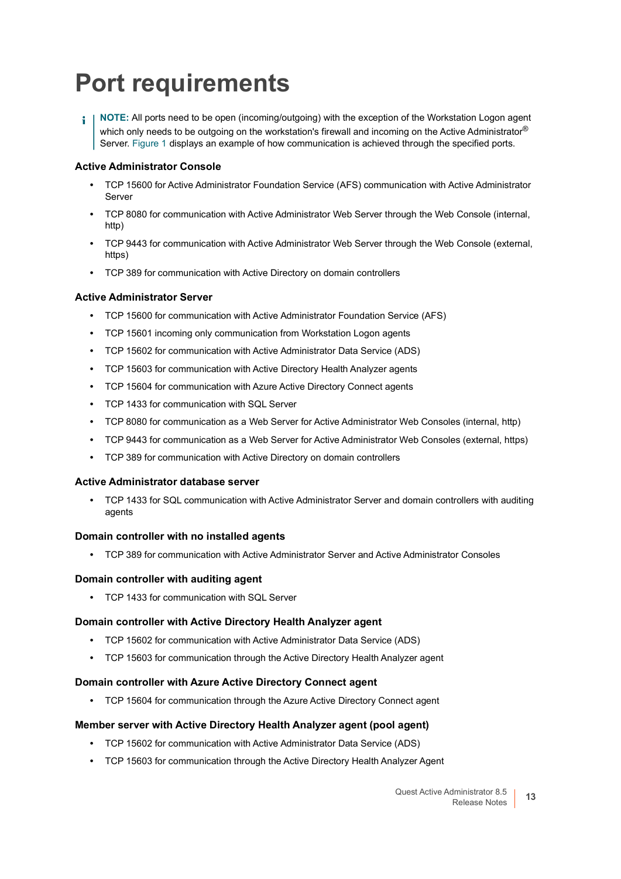# Port requirements

**NOTE:** All ports need to be open (incoming/outgoing) with the exception of the Workstation Logon agent which only needs to be outgoing on the workstation's firewall and incoming on the Active Administrator® Server. Figure 1 displays an example of how communication is achieved through the specified ports.

### Active Administrator Console

- TCP 15600 for Active Administrator Foundation Service (AFS) communication with Active Administrator Server
- TCP 8080 for communication with Active Administrator Web Server through the Web Console (internal, http)
- TCP 9443 for communication with Active Administrator Web Server through the Web Console (external, https)
- TCP 389 for communication with Active Directory on domain controllers

### Active Administrator Server

- TCP 15600 for communication with Active Administrator Foundation Service (AFS)
- TCP 15601 incoming only communication from Workstation Logon agents
- TCP 15602 for communication with Active Administrator Data Service (ADS)
- TCP 15603 for communication with Active Directory Health Analyzer agents
- TCP 15604 for communication with Azure Active Directory Connect agents
- TCP 1433 for communication with SQL Server
- TCP 8080 for communication as a Web Server for Active Administrator Web Consoles (internal, http)
- TCP 9443 for communication as a Web Server for Active Administrator Web Consoles (external, https)
- TCP 389 for communication with Active Directory on domain controllers

### Active Administrator database server

- TCP 1433 for SQL communication with Active Administrator Server and domain controllers with auditing agents

### Domain controller with no installed agents

- TCP 389 for communication with Active Administrator Server and Active Administrator Consoles

### Domain controller with auditing agent

- TCP 1433 for communication with SQL Server

### Domain controller with Active Directory Health Analyzer agent

- TCP 15602 for communication with Active Administrator Data Service (ADS)
- TCP 15603 for communication through the Active Directory Health Analyzer agent

### Domain controller with Azure Active Directory Connect agent

- TCP 15604 for communication through the Azure Active Directory Connect agent

### Member server with Active Directory Health Analyzer agent (pool agent)

- TCP 15602 for communication with Active Administrator Data Service (ADS)
- TCP 15603 for communication through the Active Directory Health Analyzer Agent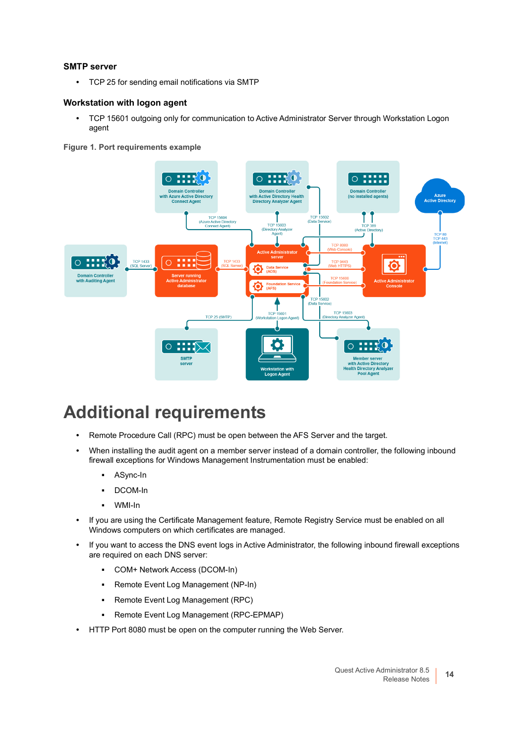### SMTP server

- TCP 25 for sending email notifications via SMTP

### Workstation with logon agent

- TCP 15601 outgoing only for communication to Active Administrator Server through Workstation Logon agent

Figure 1. Port requirements example

# Additional requirements

- Remote Procedure Call (RPC) must be open between the AFS Server and the target.
- When installing the audit agent on a member server instead of a domain controller, the following inbound firewall exceptions for Windows Management Instrumentation must be enabled:
  - ASync-In
  - DCOM-In
  - WMI-In
- If you are using the Certificate Management feature, Remote Registry Service must be enabled on all Windows computers on which certificates are managed.
- If you want to access the DNS event logs in Active Administrator, the following inbound firewall exceptions are required on each DNS server:
  - COM+ Network Access (DCOM-In)
  - Remote Event Log Management (NP-In)
  - Remote Event Log Management (RPC)
  - Remote Event Log Management (RPC-EPMAP)
- HTTP Port 8080 must be open on the computer running the Web Server.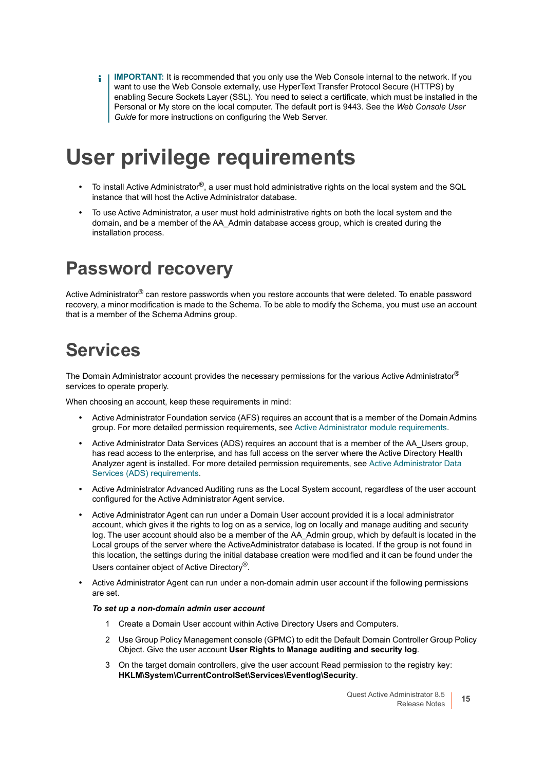**IMPORTANT:** It is recommended that you only use the Web Console internal to the network. If you want to use the Web Console externally, use HyperText Transfer Protocol Secure (HTTPS) by enabling Secure Sockets Layer (SSL). You need to select a certificate, which must be installed in the Personal or My store on the local computer. The default port is 9443. See the *Web Console User Guide* for more instructions on configuring the Web Server.

# User privilege requirements

- To install Active Administrator®, a user must hold administrative rights on the local system and the SQL instance that will host the Active Administrator database.
- To use Active Administrator, a user must hold administrative rights on both the local system and the domain, and be a member of the AA_Admin database access group, which is created during the installation process.

# Password recovery

Active Administrator® can restore passwords when you restore accounts that were deleted. To enable password recovery, a minor modification is made to the Schema. To be able to modify the Schema, you must use an account that is a member of the Schema Admins group.

# Services

The Domain Administrator account provides the necessary permissions for the various Active Administrator® services to operate properly.

When choosing an account, keep these requirements in mind:

- Active Administrator Foundation service (AFS) requires an account that is a member of the Domain Admins group. For more detailed permission requirements, see Active Administrator module requirements.
- Active Administrator Data Services (ADS) requires an account that is a member of the AA_Users group, has read access to the enterprise, and has full access on the server where the Active Directory Health Analyzer agent is installed. For more detailed permission requirements, see Active Administrator Data Services (ADS) requirements.
- Active Administrator Advanced Auditing runs as the Local System account, regardless of the user account configured for the Active Administrator Agent service.
- Active Administrator Agent can run under a Domain User account provided it is a local administrator account, which gives it the rights to log on as a service, log on locally and manage auditing and security log. The user account should also be a member of the AA_Admin group, which by default is located in the Local groups of the server where the ActiveAdministrator database is located. If the group is not found in this location, the settings during the initial database creation were modified and it can be found under the Users container object of Active Directory®.
- Active Administrator Agent can run under a non-domain admin user account if the following permissions are set.

  ***To set up a non-domain admin user account***

  1. Create a Domain User account within Active Directory Users and Computers.
  2. Use Group Policy Management console (GPMC) to edit the Default Domain Controller Group Policy Object. Give the user account **User Rights** to **Manage auditing and security log**.
  3. On the target domain controllers, give the user account Read permission to the registry key: **HKLM\System\CurrentControlSet\Services\Eventlog\Security**.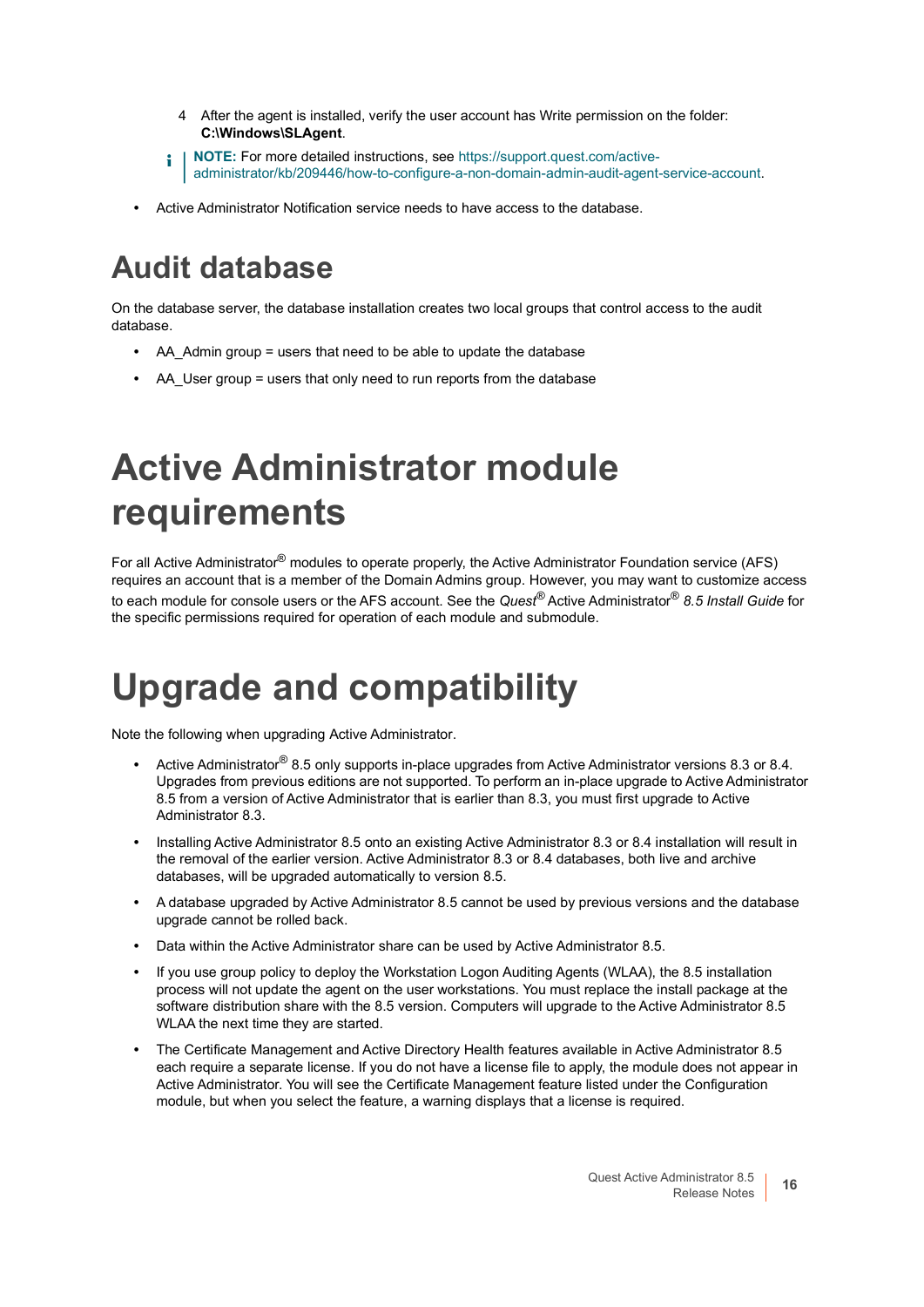4. After the agent is installed, verify the user account has Write permission on the folder: **C:\Windows\SLAgent**.

> **NOTE:** For more detailed instructions, see https://support.quest.com/active-administrator/kb/209446/how-to-configure-a-non-domain-admin-audit-agent-service-account.

- Active Administrator Notification service needs to have access to the database.

## Audit database

On the database server, the database installation creates two local groups that control access to the audit database.

- AA_Admin group = users that need to be able to update the database
- AA_User group = users that only need to run reports from the database

# Active Administrator module requirements

For all Active Administrator® modules to operate properly, the Active Administrator Foundation service (AFS) requires an account that is a member of the Domain Admins group. However, you may want to customize access to each module for console users or the AFS account. See the *Quest® Active Administrator® 8.5 Install Guide* for the specific permissions required for operation of each module and submodule.

# Upgrade and compatibility

Note the following when upgrading Active Administrator.

- Active Administrator® 8.5 only supports in-place upgrades from Active Administrator versions 8.3 or 8.4. Upgrades from previous editions are not supported. To perform an in-place upgrade to Active Administrator 8.5 from a version of Active Administrator that is earlier than 8.3, you must first upgrade to Active Administrator 8.3.
- Installing Active Administrator 8.5 onto an existing Active Administrator 8.3 or 8.4 installation will result in the removal of the earlier version. Active Administrator 8.3 or 8.4 databases, both live and archive databases, will be upgraded automatically to version 8.5.
- A database upgraded by Active Administrator 8.5 cannot be used by previous versions and the database upgrade cannot be rolled back.
- Data within the Active Administrator share can be used by Active Administrator 8.5.
- If you use group policy to deploy the Workstation Logon Auditing Agents (WLAA), the 8.5 installation process will not update the agent on the user workstations. You must replace the install package at the software distribution share with the 8.5 version. Computers will upgrade to the Active Administrator 8.5 WLAA the next time they are started.
- The Certificate Management and Active Directory Health features available in Active Administrator 8.5 each require a separate license. If you do not have a license file to apply, the module does not appear in Active Administrator. You will see the Certificate Management feature listed under the Configuration module, but when you select the feature, a warning displays that a license is required.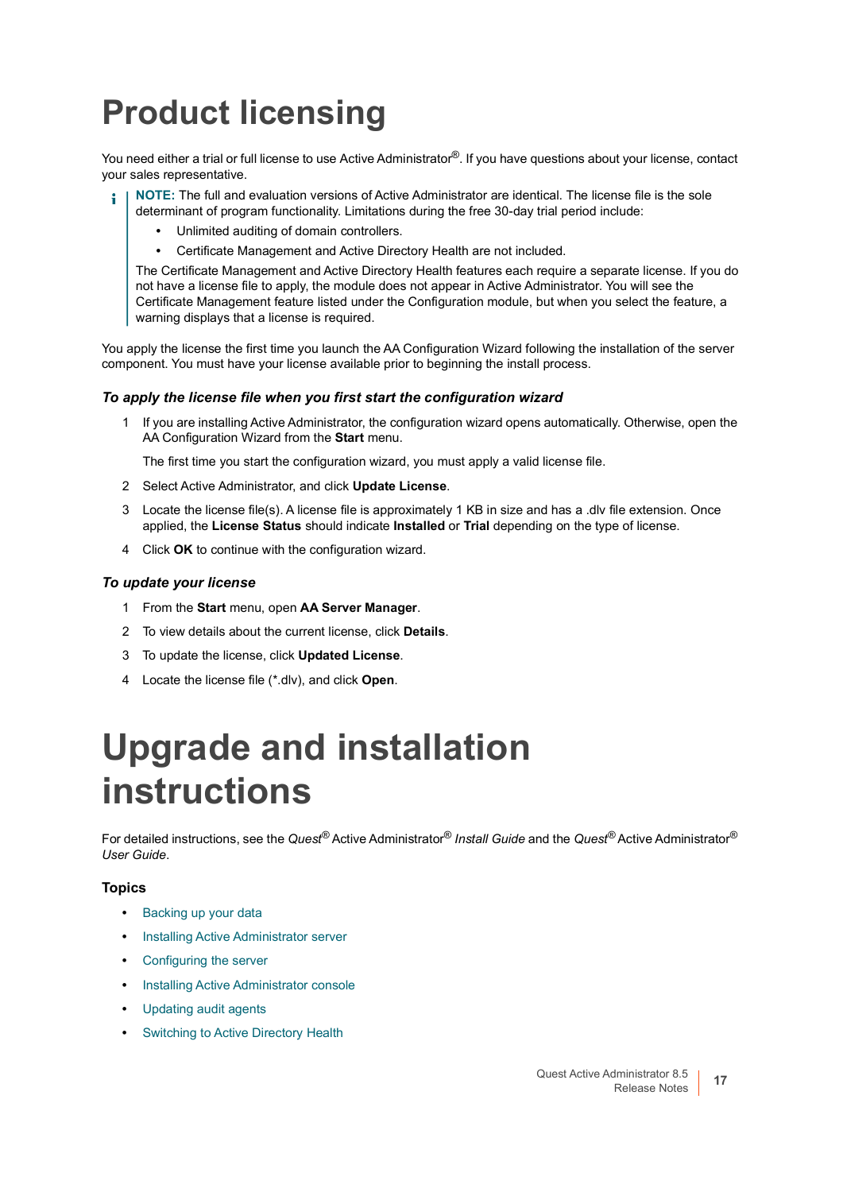# Product licensing

You need either a trial or full license to use Active Administrator®. If you have questions about your license, contact your sales representative.

> **NOTE:** The full and evaluation versions of Active Administrator are identical. The license file is the sole determinant of program functionality. Limitations during the free 30-day trial period include:
>
> - Unlimited auditing of domain controllers.
> - Certificate Management and Active Directory Health are not included.
>
> The Certificate Management and Active Directory Health features each require a separate license. If you do not have a license file to apply, the module does not appear in Active Administrator. You will see the Certificate Management feature listed under the Configuration module, but when you select the feature, a warning displays that a license is required.

You apply the license the first time you launch the AA Configuration Wizard following the installation of the server component. You must have your license available prior to beginning the install process.

### *To apply the license file when you first start the configuration wizard*

1. If you are installing Active Administrator, the configuration wizard opens automatically. Otherwise, open the AA Configuration Wizard from the **Start** menu.

   The first time you start the configuration wizard, you must apply a valid license file.

2. Select Active Administrator, and click **Update License**.
3. Locate the license file(s). A license file is approximately 1 KB in size and has a .dlv file extension. Once applied, the **License Status** should indicate **Installed** or **Trial** depending on the type of license.
4. Click **OK** to continue with the configuration wizard.

### *To update your license*

1. From the **Start** menu, open **AA Server Manager**.
2. To view details about the current license, click **Details**.
3. To update the license, click **Updated License**.
4. Locate the license file (*.dlv), and click **Open**.

# Upgrade and installation instructions

For detailed instructions, see the *Quest*® Active Administrator® *Install Guide* and the *Quest*® Active Administrator® *User Guide*.

### Topics

- Backing up your data
- Installing Active Administrator server
- Configuring the server
- Installing Active Administrator console
- Updating audit agents
- Switching to Active Directory Health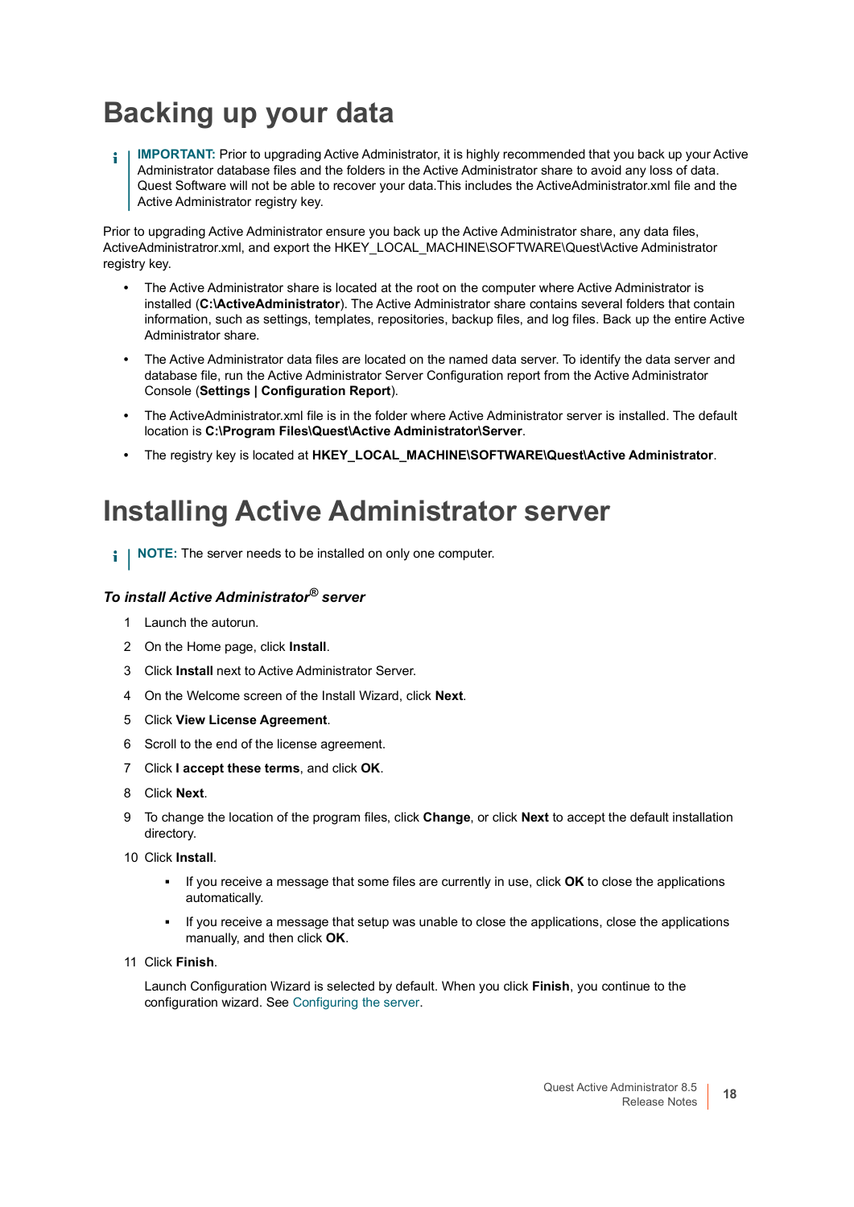# Backing up your data

> **IMPORTANT:** Prior to upgrading Active Administrator, it is highly recommended that you back up your Active Administrator database files and the folders in the Active Administrator share to avoid any loss of data. Quest Software will not be able to recover your data.This includes the ActiveAdministrator.xml file and the Active Administrator registry key.

Prior to upgrading Active Administrator ensure you back up the Active Administrator share, any data files, ActiveAdministratror.xml, and export the HKEY_LOCAL_MACHINE\SOFTWARE\Quest\Active Administrator registry key.

- The Active Administrator share is located at the root on the computer where Active Administrator is installed (**C:\ActiveAdministrator**). The Active Administrator share contains several folders that contain information, such as settings, templates, repositories, backup files, and log files. Back up the entire Active Administrator share.
- The Active Administrator data files are located on the named data server. To identify the data server and database file, run the Active Administrator Server Configuration report from the Active Administrator Console (**Settings | Configuration Report**).
- The ActiveAdministrator.xml file is in the folder where Active Administrator server is installed. The default location is **C:\Program Files\Quest\Active Administrator\Server**.
- The registry key is located at **HKEY_LOCAL_MACHINE\SOFTWARE\Quest\Active Administrator**.

# Installing Active Administrator server

> **NOTE:** The server needs to be installed on only one computer.

### *To install Active Administrator® server*

1. Launch the autorun.
2. On the Home page, click **Install**.
3. Click **Install** next to Active Administrator Server.
4. On the Welcome screen of the Install Wizard, click **Next**.
5. Click **View License Agreement**.
6. Scroll to the end of the license agreement.
7. Click **I accept these terms**, and click **OK**.
8. Click **Next**.
9. To change the location of the program files, click **Change**, or click **Next** to accept the default installation directory.
10. Click **Install**.
    - If you receive a message that some files are currently in use, click **OK** to close the applications automatically.
    - If you receive a message that setup was unable to close the applications, close the applications manually, and then click **OK**.
11. Click **Finish**.

    Launch Configuration Wizard is selected by default. When you click **Finish**, you continue to the configuration wizard. See Configuring the server.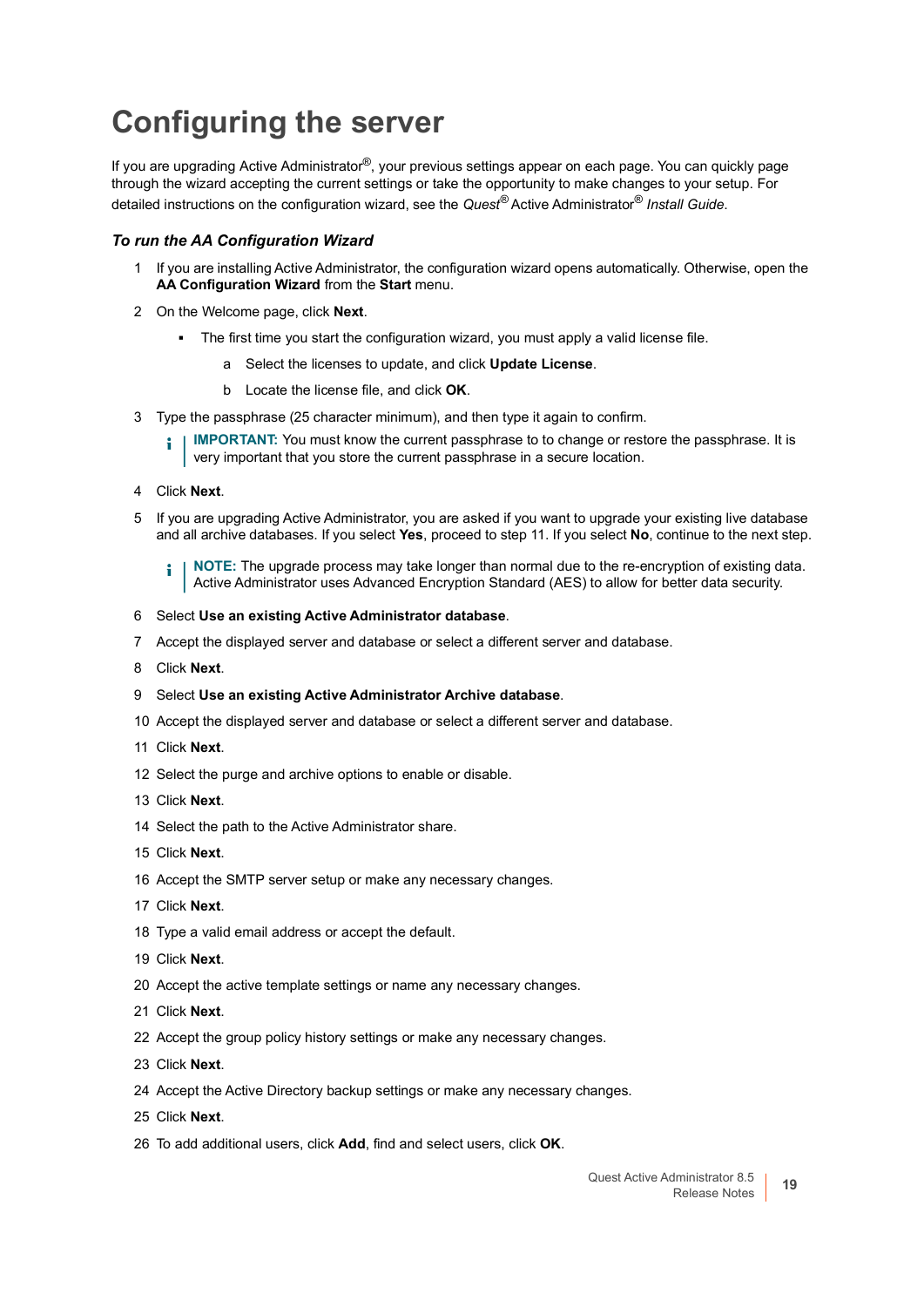# Configuring the server

If you are upgrading Active Administrator®, your previous settings appear on each page. You can quickly page through the wizard accepting the current settings or take the opportunity to make changes to your setup. For detailed instructions on the configuration wizard, see the *Quest*® Active Administrator® *Install Guide*.

### *To run the AA Configuration Wizard*

1. If you are installing Active Administrator, the configuration wizard opens automatically. Otherwise, open the **AA Configuration Wizard** from the **Start** menu.
2. On the Welcome page, click **Next**.
   - The first time you start the configuration wizard, you must apply a valid license file.
     a. Select the licenses to update, and click **Update License**.
     b. Locate the license file, and click **OK**.
3. Type the passphrase (25 character minimum), and then type it again to confirm.

   **IMPORTANT:** You must know the current passphrase to to change or restore the passphrase. It is very important that you store the current passphrase in a secure location.

4. Click **Next**.
5. If you are upgrading Active Administrator, you are asked if you want to upgrade your existing live database and all archive databases. If you select **Yes**, proceed to step 11. If you select **No**, continue to the next step.

   **NOTE:** The upgrade process may take longer than normal due to the re-encryption of existing data. Active Administrator uses Advanced Encryption Standard (AES) to allow for better data security.

6. Select **Use an existing Active Administrator database**.
7. Accept the displayed server and database or select a different server and database.
8. Click **Next**.
9. Select **Use an existing Active Administrator Archive database**.
10. Accept the displayed server and database or select a different server and database.
11. Click **Next**.
12. Select the purge and archive options to enable or disable.
13. Click **Next**.
14. Select the path to the Active Administrator share.
15. Click **Next**.
16. Accept the SMTP server setup or make any necessary changes.
17. Click **Next**.
18. Type a valid email address or accept the default.
19. Click **Next**.
20. Accept the active template settings or name any necessary changes.
21. Click **Next**.
22. Accept the group policy history settings or make any necessary changes.
23. Click **Next**.
24. Accept the Active Directory backup settings or make any necessary changes.
25. Click **Next**.
26. To add additional users, click **Add**, find and select users, click **OK**.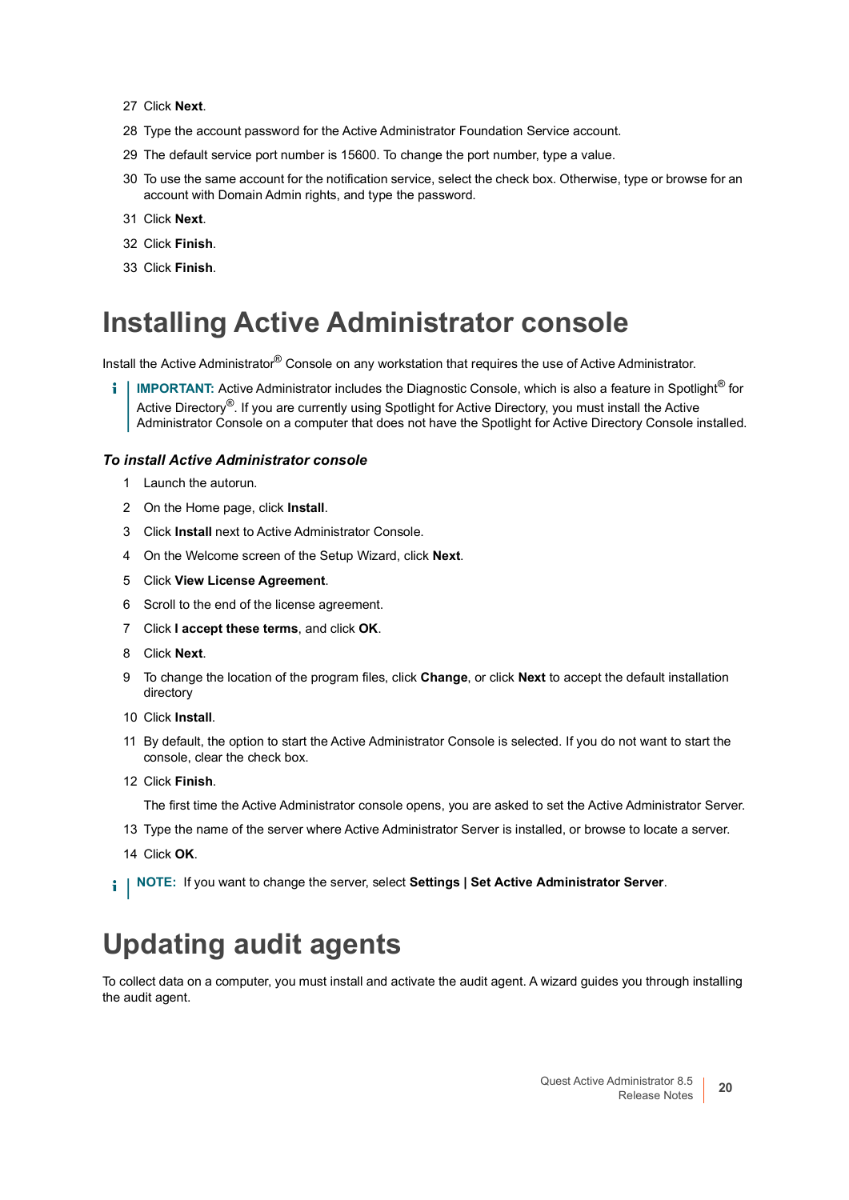27 Click **Next**.

28 Type the account password for the Active Administrator Foundation Service account.

29 The default service port number is 15600. To change the port number, type a value.

30 To use the same account for the notification service, select the check box. Otherwise, type or browse for an account with Domain Admin rights, and type the password.

31 Click **Next**.

32 Click **Finish**.

33 Click **Finish**.

# Installing Active Administrator console

Install the Active Administrator® Console on any workstation that requires the use of Active Administrator.

> **IMPORTANT:** Active Administrator includes the Diagnostic Console, which is also a feature in Spotlight® for Active Directory®. If you are currently using Spotlight for Active Directory, you must install the Active Administrator Console on a computer that does not have the Spotlight for Active Directory Console installed.

### *To install Active Administrator console*

1. Launch the autorun.
2. On the Home page, click **Install**.
3. Click **Install** next to Active Administrator Console.
4. On the Welcome screen of the Setup Wizard, click **Next**.
5. Click **View License Agreement**.
6. Scroll to the end of the license agreement.
7. Click **I accept these terms**, and click **OK**.
8. Click **Next**.
9. To change the location of the program files, click **Change**, or click **Next** to accept the default installation directory
10. Click **Install**.
11. By default, the option to start the Active Administrator Console is selected. If you do not want to start the console, clear the check box.
12. Click **Finish**.

    The first time the Active Administrator console opens, you are asked to set the Active Administrator Server.

13. Type the name of the server where Active Administrator Server is installed, or browse to locate a server.
14. Click **OK**.

> **NOTE:** If you want to change the server, select **Settings | Set Active Administrator Server**.

# Updating audit agents

To collect data on a computer, you must install and activate the audit agent. A wizard guides you through installing the audit agent.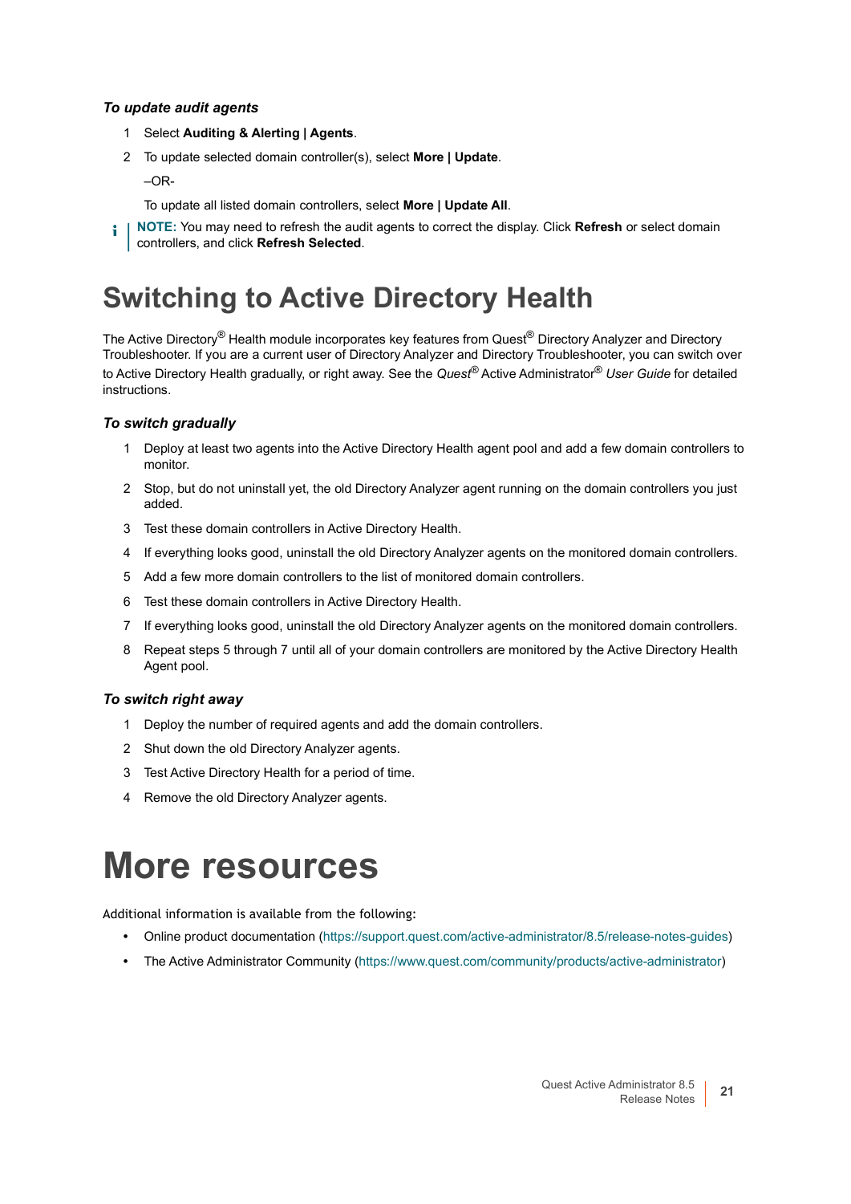#### *To update audit agents*

1. Select **Auditing & Alerting | Agents**.
2. To update selected domain controller(s), select **More | Update**.

   –OR-

   To update all listed domain controllers, select **More | Update All**.

**NOTE:** You may need to refresh the audit agents to correct the display. Click **Refresh** or select domain controllers, and click **Refresh Selected**.

# Switching to Active Directory Health

The Active Directory® Health module incorporates key features from Quest® Directory Analyzer and Directory Troubleshooter. If you are a current user of Directory Analyzer and Directory Troubleshooter, you can switch over to Active Directory Health gradually, or right away. See the *Quest®* Active Administrator® *User Guide* for detailed instructions.

#### *To switch gradually*

1. Deploy at least two agents into the Active Directory Health agent pool and add a few domain controllers to monitor.
2. Stop, but do not uninstall yet, the old Directory Analyzer agent running on the domain controllers you just added.
3. Test these domain controllers in Active Directory Health.
4. If everything looks good, uninstall the old Directory Analyzer agents on the monitored domain controllers.
5. Add a few more domain controllers to the list of monitored domain controllers.
6. Test these domain controllers in Active Directory Health.
7. If everything looks good, uninstall the old Directory Analyzer agents on the monitored domain controllers.
8. Repeat steps 5 through 7 until all of your domain controllers are monitored by the Active Directory Health Agent pool.

#### *To switch right away*

1. Deploy the number of required agents and add the domain controllers.
2. Shut down the old Directory Analyzer agents.
3. Test Active Directory Health for a period of time.
4. Remove the old Directory Analyzer agents.

# More resources

Additional information is available from the following:

- Online product documentation (https://support.quest.com/active-administrator/8.5/release-notes-guides)
- The Active Administrator Community (https://www.quest.com/community/products/active-administrator)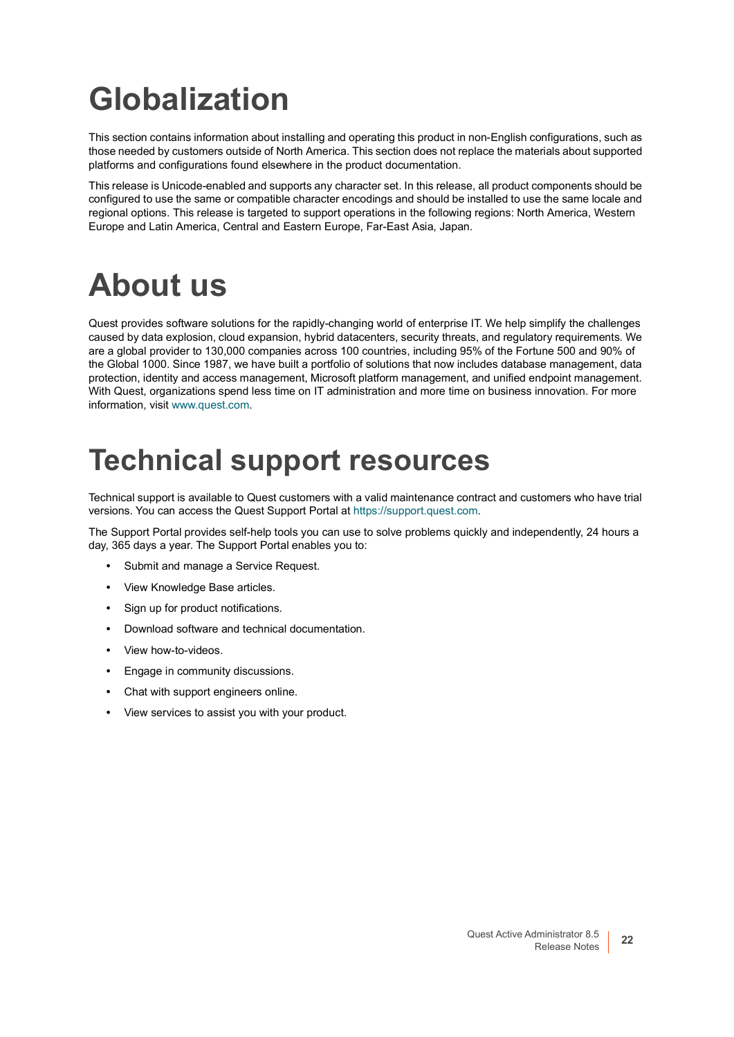# Globalization

This section contains information about installing and operating this product in non-English configurations, such as those needed by customers outside of North America. This section does not replace the materials about supported platforms and configurations found elsewhere in the product documentation.

This release is Unicode-enabled and supports any character set. In this release, all product components should be configured to use the same or compatible character encodings and should be installed to use the same locale and regional options. This release is targeted to support operations in the following regions: North America, Western Europe and Latin America, Central and Eastern Europe, Far-East Asia, Japan.

# About us

Quest provides software solutions for the rapidly-changing world of enterprise IT. We help simplify the challenges caused by data explosion, cloud expansion, hybrid datacenters, security threats, and regulatory requirements. We are a global provider to 130,000 companies across 100 countries, including 95% of the Fortune 500 and 90% of the Global 1000. Since 1987, we have built a portfolio of solutions that now includes database management, data protection, identity and access management, Microsoft platform management, and unified endpoint management. With Quest, organizations spend less time on IT administration and more time on business innovation. For more information, visit www.quest.com.

# Technical support resources

Technical support is available to Quest customers with a valid maintenance contract and customers who have trial versions. You can access the Quest Support Portal at https://support.quest.com.

The Support Portal provides self-help tools you can use to solve problems quickly and independently, 24 hours a day, 365 days a year. The Support Portal enables you to:

- Submit and manage a Service Request.
- View Knowledge Base articles.
- Sign up for product notifications.
- Download software and technical documentation.
- View how-to-videos.
- Engage in community discussions.
- Chat with support engineers online.
- View services to assist you with your product.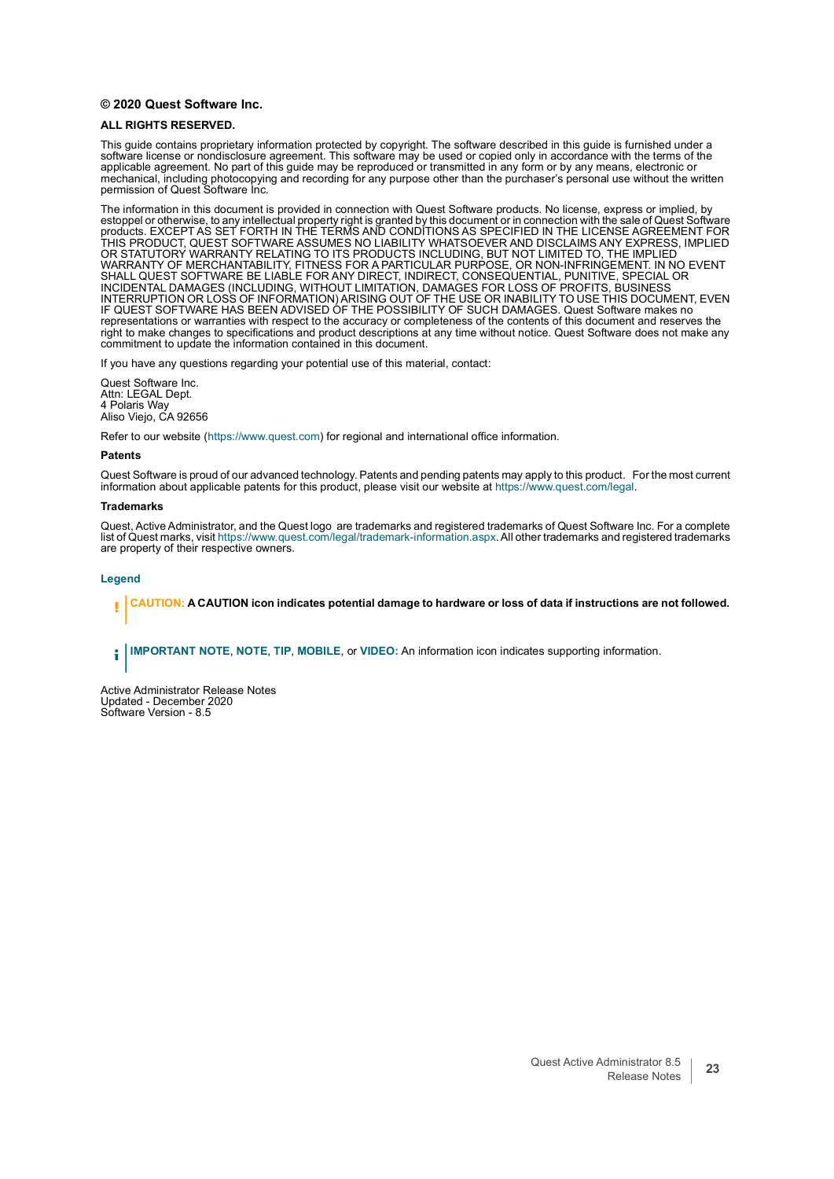**© 2020 Quest Software Inc.**

**ALL RIGHTS RESERVED.**

This guide contains proprietary information protected by copyright. The software described in this guide is furnished under a software license or nondisclosure agreement. This software may be used or copied only in accordance with the terms of the applicable agreement. No part of this guide may be reproduced or transmitted in any form or by any means, electronic or mechanical, including photocopying and recording for any purpose other than the purchaser's personal use without the written permission of Quest Software Inc.

The information in this document is provided in connection with Quest Software products. No license, express or implied, by estoppel or otherwise, to any intellectual property right is granted by this document or in connection with the sale of Quest Software products. EXCEPT AS SET FORTH IN THE TERMS AND CONDITIONS AS SPECIFIED IN THE LICENSE AGREEMENT FOR THIS PRODUCT, QUEST SOFTWARE ASSUMES NO LIABILITY WHATSOEVER AND DISCLAIMS ANY EXPRESS, IMPLIED OR STATUTORY WARRANTY RELATING TO ITS PRODUCTS INCLUDING, BUT NOT LIMITED TO, THE IMPLIED WARRANTY OF MERCHANTABILITY, FITNESS FOR A PARTICULAR PURPOSE, OR NON-INFRINGEMENT. IN NO EVENT SHALL QUEST SOFTWARE BE LIABLE FOR ANY DIRECT, INDIRECT, CONSEQUENTIAL, PUNITIVE, SPECIAL OR INCIDENTAL DAMAGES (INCLUDING, WITHOUT LIMITATION, DAMAGES FOR LOSS OF PROFITS, BUSINESS INTERRUPTION OR LOSS OF INFORMATION) ARISING OUT OF THE USE OR INABILITY TO USE THIS DOCUMENT, EVEN IF QUEST SOFTWARE HAS BEEN ADVISED OF THE POSSIBILITY OF SUCH DAMAGES. Quest Software makes no representations or warranties with respect to the accuracy or completeness of the contents of this document and reserves the right to make changes to specifications and product descriptions at any time without notice. Quest Software does not make any commitment to update the information contained in this document.

If you have any questions regarding your potential use of this material, contact:

Quest Software Inc.
Attn: LEGAL Dept.
4 Polaris Way
Aliso Viejo, CA 92656

Refer to our website (https://www.quest.com) for regional and international office information.

**Patents**

Quest Software is proud of our advanced technology. Patents and pending patents may apply to this product. For the most current information about applicable patents for this product, please visit our website at https://www.quest.com/legal.

**Trademarks**

Quest, Active Administrator, and the Quest logo are trademarks and registered trademarks of Quest Software Inc. For a complete list of Quest marks, visit https://www.quest.com/legal/trademark-information.aspx. All other trademarks and registered trademarks are property of their respective owners.

**Legend**

! **CAUTION: A CAUTION icon indicates potential damage to hardware or loss of data if instructions are not followed.**

i **IMPORTANT NOTE**, **NOTE**, **TIP**, **MOBILE**, or **VIDEO:** An information icon indicates supporting information.

Active Administrator Release Notes
Updated - December 2020
Software Version - 8.5